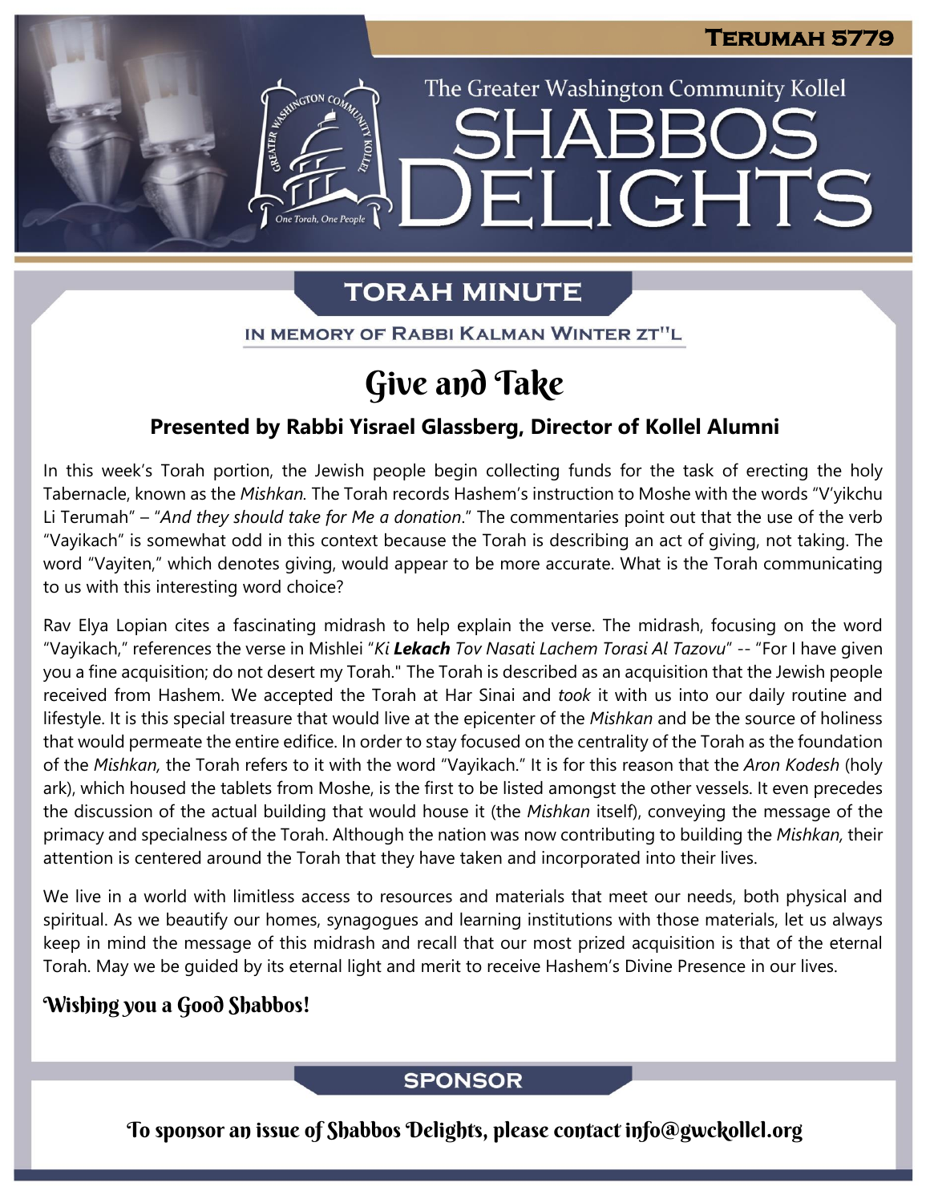TERUMAH 5779

The Greater Washington Community Kollel

# SHABBOS DELIGHTS

## TORAH MINUTE

IN MEMORY OF RABBI KALMAN WINTER ZT"L

# Give and Take

### Presented by Rabbi Yisrael Glassberg, Director of Kollel Alumni

In this week's Torah portion, the Jewish people begin collecting funds for the task of erecting the holy Tabernacle, known as the *Mishkan.* The Torah records Hashem's instruction to Moshe with the words "V'yikchu Li Terumah" – "*And they should take for Me a donation*." The commentaries point out that the use of the verb "Vayikach" is somewhat odd in this context because the Torah is describing an act of giving, not taking. The word "Vayiten," which denotes giving, would appear to be more accurate. What is the Torah communicating to us with this interesting word choice?

Rav Elya Lopian cites a fascinating midrash to help explain the verse. The midrash, focusing on the word "Vayikach," references the verse in Mishlei "*Ki **Lekach** Tov Nasati Lachem Torasi Al Tazovu*" -- "For I have given you a fine acquisition; do not desert my Torah." The Torah is described as an acquisition that the Jewish people received from Hashem. We accepted the Torah at Har Sinai and *took* it with us into our daily routine and lifestyle. It is this special treasure that would live at the epicenter of the *Mishkan* and be the source of holiness that would permeate the entire edifice. In order to stay focused on the centrality of the Torah as the foundation of the *Mishkan,* the Torah refers to it with the word "Vayikach." It is for this reason that the *Aron Kodesh* (holy ark), which housed the tablets from Moshe, is the first to be listed amongst the other vessels. It even precedes the discussion of the actual building that would house it (the *Mishkan* itself), conveying the message of the primacy and specialness of the Torah. Although the nation was now contributing to building the *Mishkan,* their attention is centered around the Torah that they have taken and incorporated into their lives.

We live in a world with limitless access to resources and materials that meet our needs, both physical and spiritual. As we beautify our homes, synagogues and learning institutions with those materials, let us always keep in mind the message of this midrash and recall that our most prized acquisition is that of the eternal Torah. May we be guided by its eternal light and merit to receive Hashem's Divine Presence in our lives.

**Wishing you a Good Shabbos!**

## SPONSOR

To sponsor an issue of Shabbos Delights, please contact info@gwckollel.org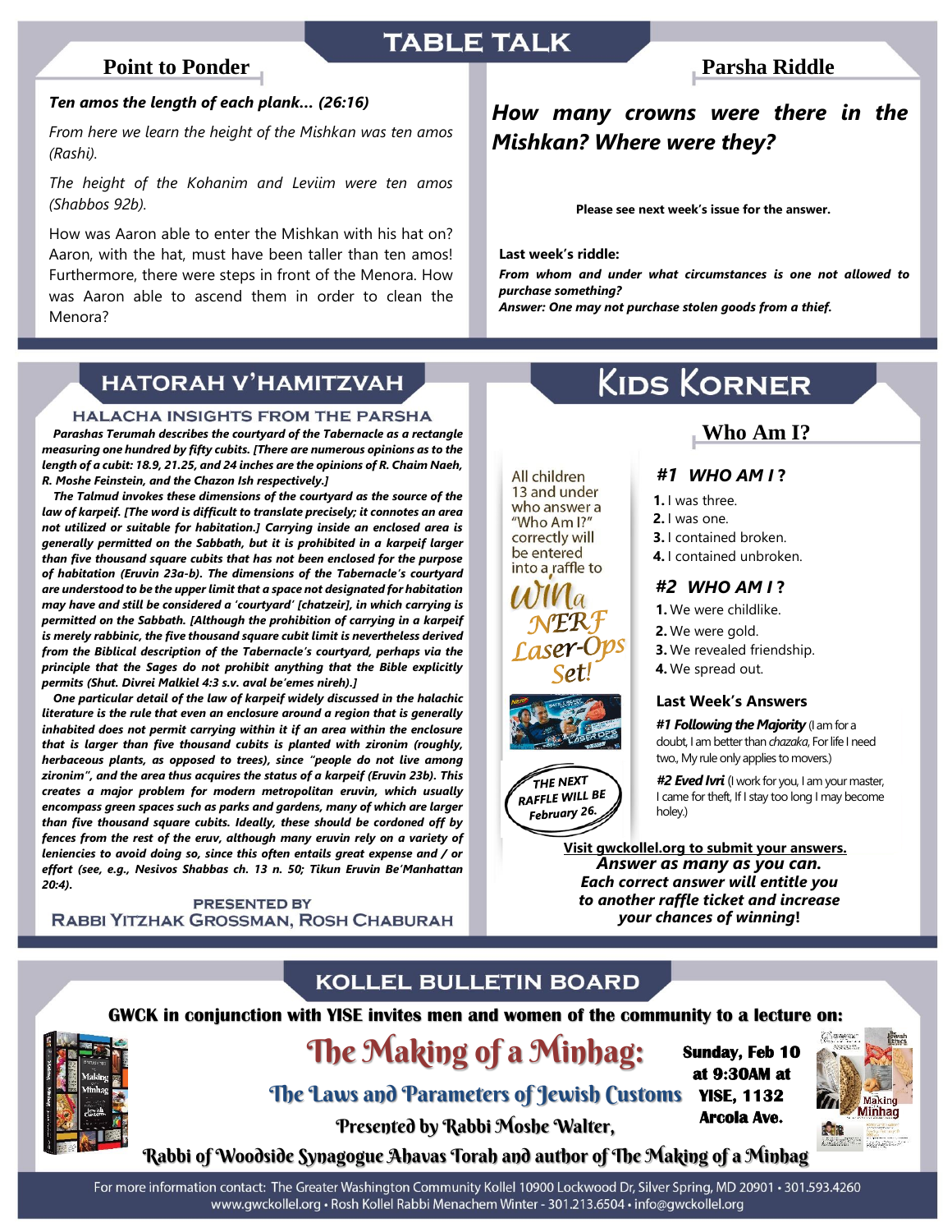# TABLE TALK

## Point to Ponder

***Ten amos the length of each plank… (26:16)***

*From here we learn the height of the Mishkan was ten amos (Rashi).*

*The height of the Kohanim and Leviim were ten amos (Shabbos 92b).*

How was Aaron able to enter the Mishkan with his hat on? Aaron, with the hat, must have been taller than ten amos! Furthermore, there were steps in front of the Menora. How was Aaron able to ascend them in order to clean the Menora?

## Parsha Riddle

***How many crowns were there in the Mishkan? Where were they?***

**Please see next week's issue for the answer.**

**Last week's riddle:**

***From whom and under what circumstances is one not allowed to purchase something?***

***Answer: One may not purchase stolen goods from a thief.***

# HATORAH V'HAMITZVAH

## HALACHA INSIGHTS FROM THE PARSHA

***Parashas Terumah describes the courtyard of the Tabernacle as a rectangle measuring one hundred by fifty cubits. [There are numerous opinions as to the length of a cubit: 18.9, 21.25, and 24 inches are the opinions of R. Chaim Naeh, R. Moshe Feinstein, and the Chazon Ish respectively.]***

***The Talmud invokes these dimensions of the courtyard as the source of the law of karpeif. [The word is difficult to translate precisely; it connotes an area not utilized or suitable for habitation.] Carrying inside an enclosed area is generally permitted on the Sabbath, but it is prohibited in a karpeif larger than five thousand square cubits that has not been enclosed for the purpose of habitation (Eruvin 23a-b). The dimensions of the Tabernacle's courtyard are understood to be the upper limit that a space not designated for habitation may have and still be considered a 'courtyard' [chatzeir], in which carrying is permitted on the Sabbath. [Although the prohibition of carrying in a karpeif is merely rabbinic, the five thousand square cubit limit is nevertheless derived from the Biblical description of the Tabernacle's courtyard, perhaps via the principle that the Sages do not prohibit anything that the Bible explicitly permits (Shut. Divrei Malkiel 4:3 s.v. aval be'emes nireh).]***

***One particular detail of the law of karpeif widely discussed in the halachic literature is the rule that even an enclosure around a region that is generally inhabited does not permit carrying within it if an area within the enclosure that is larger than five thousand cubits is planted with zironim (roughly, herbaceous plants, as opposed to trees), since "people do not live among zironim", and the area thus acquires the status of a karpeif (Eruvin 23b). This creates a major problem for modern metropolitan eruvin, which usually encompass green spaces such as parks and gardens, many of which are larger than five thousand square cubits. Ideally, these should be cordoned off by fences from the rest of the eruv, although many eruvin rely on a variety of leniencies to avoid doing so, since this often entails great expense and / or effort (see, e.g., Nesivos Shabbos ch. 13 n. 50; Tikun Eruvin Be'Manhattan 20:4).***

PRESENTED BY
RABBI YITZHAK GROSSMAN, ROSH CHABURAH

# KIDS KORNER

All children 13 and under who answer a "Who Am I?" correctly will be entered into a raffle to

Win a NERF Laser-Ops Set!

THE NEXT RAFFLE WILL BE February 26.

## Who Am I?

### #1 WHO AM I ?

1. I was three.
2. I was one.
3. I contained broken.
4. I contained unbroken.

### #2 WHO AM I ?

1. We were childlike.
2. We were gold.
3. We revealed friendship.
4. We spread out.

### Last Week's Answers

***#1 Following the Majority*** (I am for a doubt, I am better than *chazaka*, For life I need two., My rule only applies to movers.)

***#2 Eved Ivri*** (I work for you, I am your master, I came for theft, If I stay too long I may become holey.)

**Visit gwckollel.org to submit your answers.**
***Answer as many as you can.***
***Each correct answer will entitle you to another raffle ticket and increase your chances of winning!***

# KOLLEL BULLETIN BOARD

**GWCK in conjunction with YISE invites men and women of the community to a lecture on:**

## The Making of a Minhag:

### The Laws and Parameters of Jewish Customs

Presented by Rabbi Moshe Walter,

Rabbi of Woodside Synagogue Ahavas Torah and author of The Making of a Minhag

**Sunday, Feb 10 at 9:30AM at YISE, 1132 Arcola Ave.**

For more information contact: The Greater Washington Community Kollel 10900 Lockwood Dr, Silver Spring, MD 20901 • 301.593.4260
www.gwckollel.org • Rosh Kollel Rabbi Menachem Winter - 301.213.6504 • info@gwckollel.org